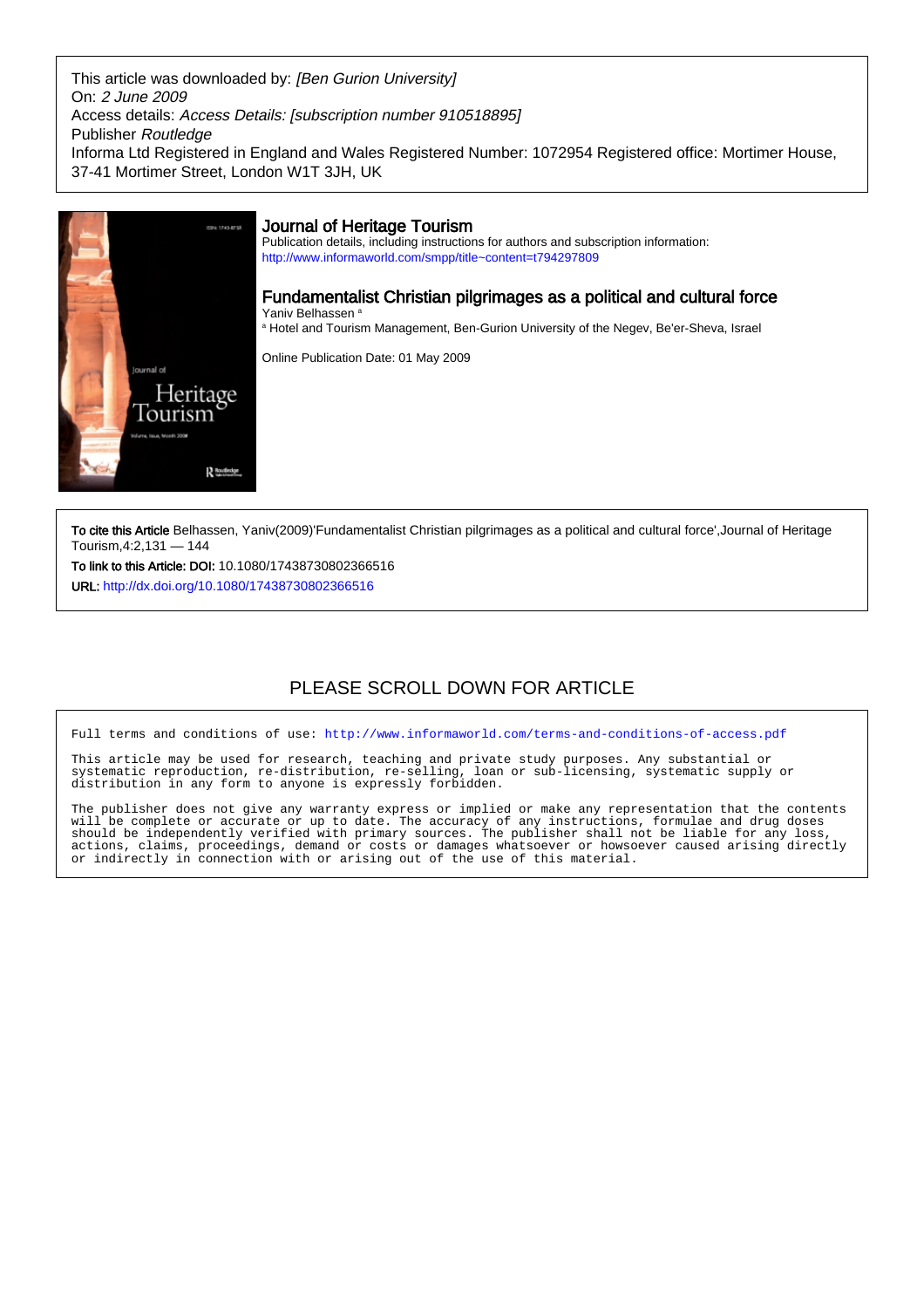This article was downloaded by: *[Ben Gurion University]*
On: *2 June 2009*
Access details: *Access Details: [subscription number 910518895]*
Publisher *Routledge*
Informa Ltd Registered in England and Wales Registered Number: 1072954 Registered office: Mortimer House, 37-41 Mortimer Street, London W1T 3JH, UK

## Journal of Heritage Tourism

Publication details, including instructions for authors and subscription information:
http://www.informaworld.com/smpp/title~content=t794297809

## Fundamentalist Christian pilgrimages as a political and cultural force

Yaniv Belhassen [a]

[a] Hotel and Tourism Management, Ben-Gurion University of the Negev, Be'er-Sheva, Israel

Online Publication Date: 01 May 2009

**To cite this Article** Belhassen, Yaniv(2009)'Fundamentalist Christian pilgrimages as a political and cultural force',Journal of Heritage Tourism,4:2,131 — 144

**To link to this Article: DOI:** 10.1080/17438730802366516

**URL:** http://dx.doi.org/10.1080/17438730802366516

PLEASE SCROLL DOWN FOR ARTICLE

Full terms and conditions of use: http://www.informaworld.com/terms-and-conditions-of-access.pdf

This article may be used for research, teaching and private study purposes. Any substantial or systematic reproduction, re-distribution, re-selling, loan or sub-licensing, systematic supply or distribution in any form to anyone is expressly forbidden.

The publisher does not give any warranty express or implied or make any representation that the contents will be complete or accurate or up to date. The accuracy of any instructions, formulae and drug doses should be independently verified with primary sources. The publisher shall not be liable for any loss, actions, claims, proceedings, demand or costs or damages whatsoever or howsoever caused arising directly or indirectly in connection with or arising out of the use of this material.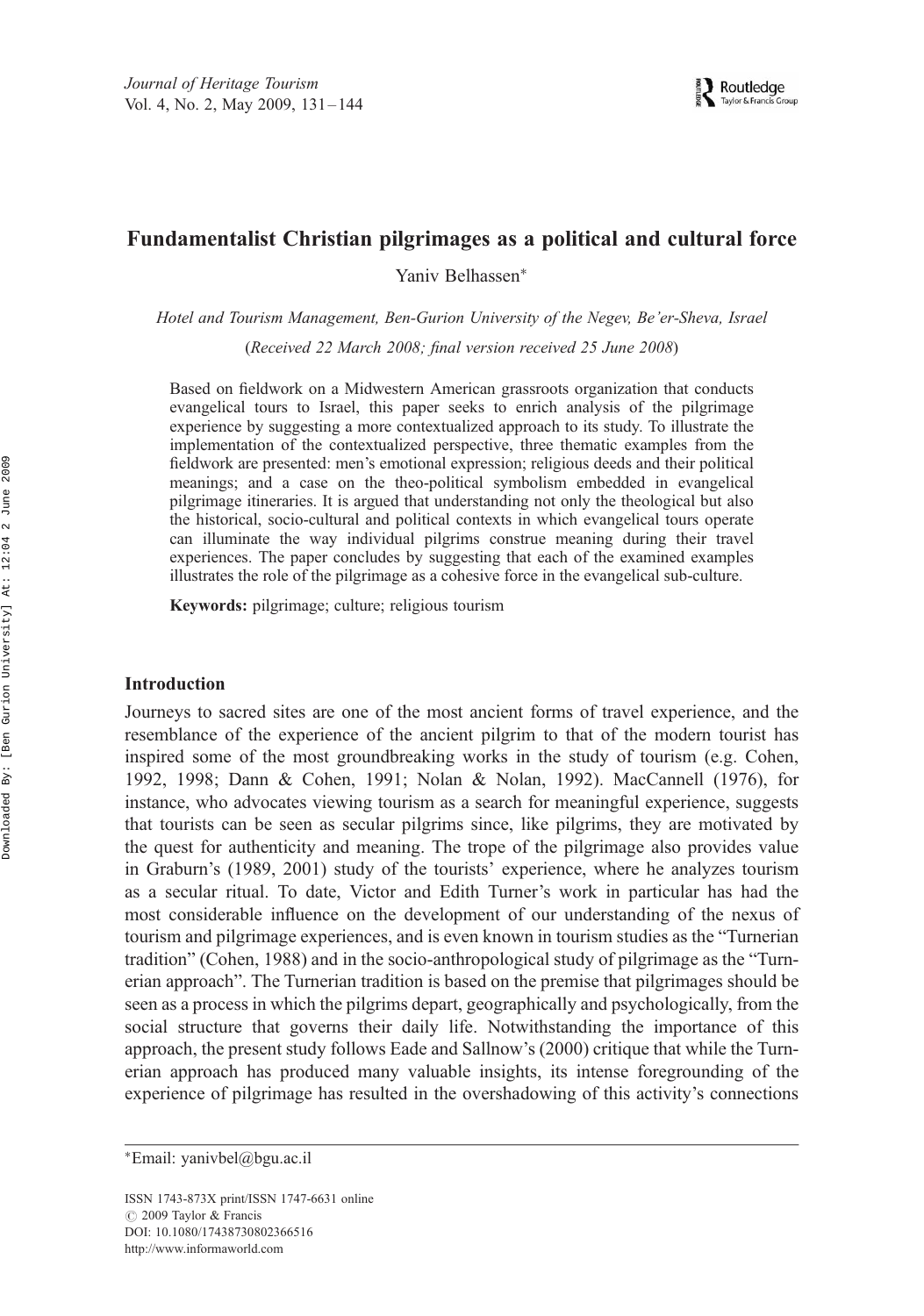# Fundamentalist Christian pilgrimages as a political and cultural force

Yaniv Belhassen*

*Hotel and Tourism Management, Ben-Gurion University of the Negev, Be'er-Sheva, Israel*

(*Received 22 March 2008; final version received 25 June 2008*)

Based on fieldwork on a Midwestern American grassroots organization that conducts evangelical tours to Israel, this paper seeks to enrich analysis of the pilgrimage experience by suggesting a more contextualized approach to its study. To illustrate the implementation of the contextualized perspective, three thematic examples from the fieldwork are presented: men's emotional expression; religious deeds and their political meanings; and a case on the theo-political symbolism embedded in evangelical pilgrimage itineraries. It is argued that understanding not only the theological but also the historical, socio-cultural and political contexts in which evangelical tours operate can illuminate the way individual pilgrims construe meaning during their travel experiences. The paper concludes by suggesting that each of the examined examples illustrates the role of the pilgrimage as a cohesive force in the evangelical sub-culture.

**Keywords:** pilgrimage; culture; religious tourism

## Introduction

Journeys to sacred sites are one of the most ancient forms of travel experience, and the resemblance of the experience of the ancient pilgrim to that of the modern tourist has inspired some of the most groundbreaking works in the study of tourism (e.g. Cohen, 1992, 1998; Dann & Cohen, 1991; Nolan & Nolan, 1992). MacCannell (1976), for instance, who advocates viewing tourism as a search for meaningful experience, suggests that tourists can be seen as secular pilgrims since, like pilgrims, they are motivated by the quest for authenticity and meaning. The trope of the pilgrimage also provides value in Graburn's (1989, 2001) study of the tourists' experience, where he analyzes tourism as a secular ritual. To date, Victor and Edith Turner's work in particular has had the most considerable influence on the development of our understanding of the nexus of tourism and pilgrimage experiences, and is even known in tourism studies as the "Turnerian tradition" (Cohen, 1988) and in the socio-anthropological study of pilgrimage as the "Turnerian approach". The Turnerian tradition is based on the premise that pilgrimages should be seen as a process in which the pilgrims depart, geographically and psychologically, from the social structure that governs their daily life. Notwithstanding the importance of this approach, the present study follows Eade and Sallnow's (2000) critique that while the Turnerian approach has produced many valuable insights, its intense foregrounding of the experience of pilgrimage has resulted in the overshadowing of this activity's connections

*Email: yanivbel@bgu.ac.il

ISSN 1743-873X print/ISSN 1747-6631 online
© 2009 Taylor & Francis
DOI: 10.1080/17438730802366516
http://www.informaworld.com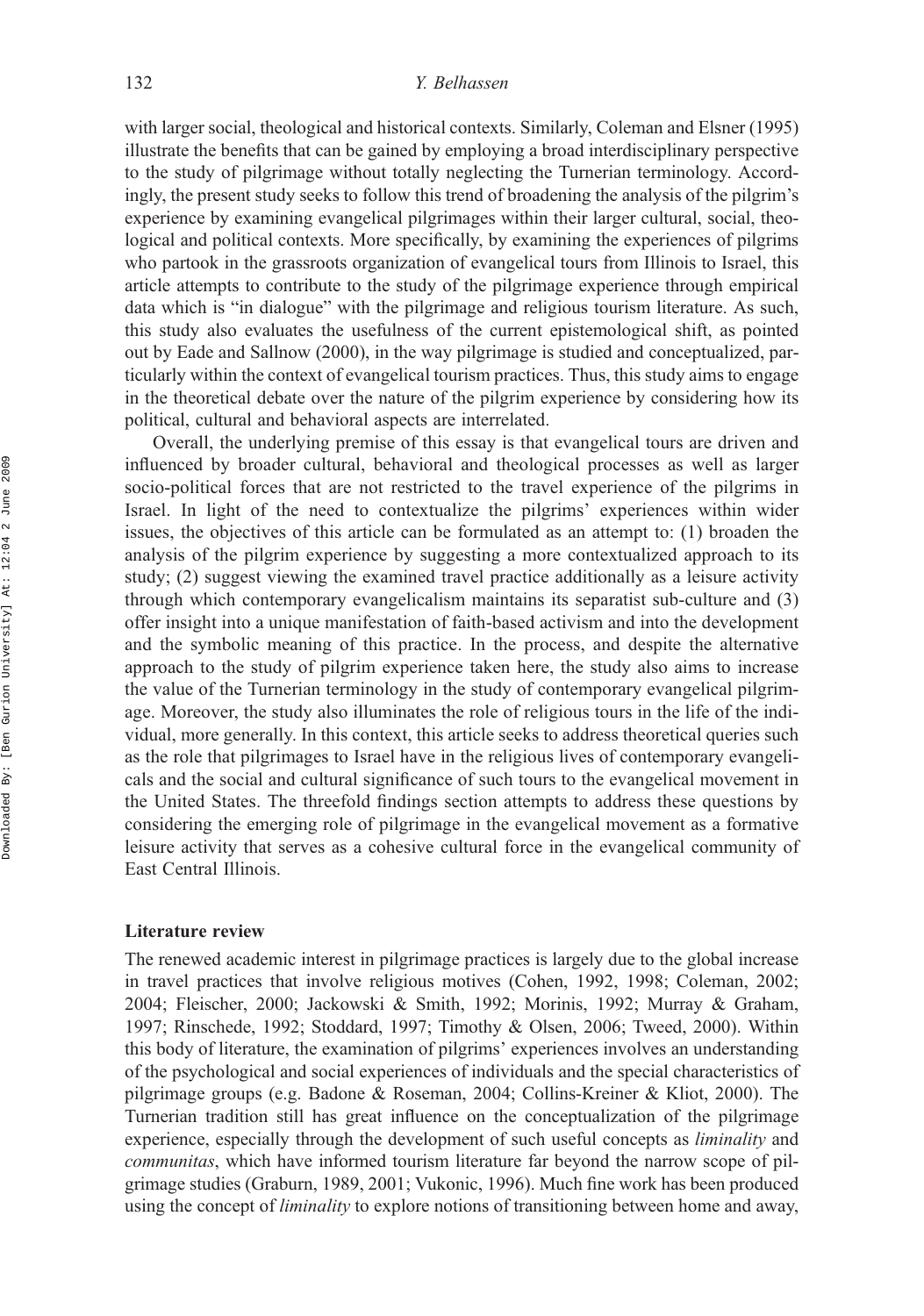with larger social, theological and historical contexts. Similarly, Coleman and Elsner (1995) illustrate the benefits that can be gained by employing a broad interdisciplinary perspective to the study of pilgrimage without totally neglecting the Turnerian terminology. Accordingly, the present study seeks to follow this trend of broadening the analysis of the pilgrim's experience by examining evangelical pilgrimages within their larger cultural, social, theological and political contexts. More specifically, by examining the experiences of pilgrims who partook in the grassroots organization of evangelical tours from Illinois to Israel, this article attempts to contribute to the study of the pilgrimage experience through empirical data which is "in dialogue" with the pilgrimage and religious tourism literature. As such, this study also evaluates the usefulness of the current epistemological shift, as pointed out by Eade and Sallnow (2000), in the way pilgrimage is studied and conceptualized, particularly within the context of evangelical tourism practices. Thus, this study aims to engage in the theoretical debate over the nature of the pilgrim experience by considering how its political, cultural and behavioral aspects are interrelated.

Overall, the underlying premise of this essay is that evangelical tours are driven and influenced by broader cultural, behavioral and theological processes as well as larger socio-political forces that are not restricted to the travel experience of the pilgrims in Israel. In light of the need to contextualize the pilgrims' experiences within wider issues, the objectives of this article can be formulated as an attempt to: (1) broaden the analysis of the pilgrim experience by suggesting a more contextualized approach to its study; (2) suggest viewing the examined travel practice additionally as a leisure activity through which contemporary evangelicalism maintains its separatist sub-culture and (3) offer insight into a unique manifestation of faith-based activism and into the development and the symbolic meaning of this practice. In the process, and despite the alternative approach to the study of pilgrim experience taken here, the study also aims to increase the value of the Turnerian terminology in the study of contemporary evangelical pilgrimage. Moreover, the study also illuminates the role of religious tours in the life of the individual, more generally. In this context, this article seeks to address theoretical queries such as the role that pilgrimages to Israel have in the religious lives of contemporary evangelicals and the social and cultural significance of such tours to the evangelical movement in the United States. The threefold findings section attempts to address these questions by considering the emerging role of pilgrimage in the evangelical movement as a formative leisure activity that serves as a cohesive cultural force in the evangelical community of East Central Illinois.

## Literature review

The renewed academic interest in pilgrimage practices is largely due to the global increase in travel practices that involve religious motives (Cohen, 1992, 1998; Coleman, 2002; 2004; Fleischer, 2000; Jackowski & Smith, 1992; Morinis, 1992; Murray & Graham, 1997; Rinschede, 1992; Stoddard, 1997; Timothy & Olsen, 2006; Tweed, 2000). Within this body of literature, the examination of pilgrims' experiences involves an understanding of the psychological and social experiences of individuals and the special characteristics of pilgrimage groups (e.g. Badone & Roseman, 2004; Collins-Kreiner & Kliot, 2000). The Turnerian tradition still has great influence on the conceptualization of the pilgrimage experience, especially through the development of such useful concepts as *liminality* and *communitas*, which have informed tourism literature far beyond the narrow scope of pilgrimage studies (Graburn, 1989, 2001; Vukonic, 1996). Much fine work has been produced using the concept of *liminality* to explore notions of transitioning between home and away,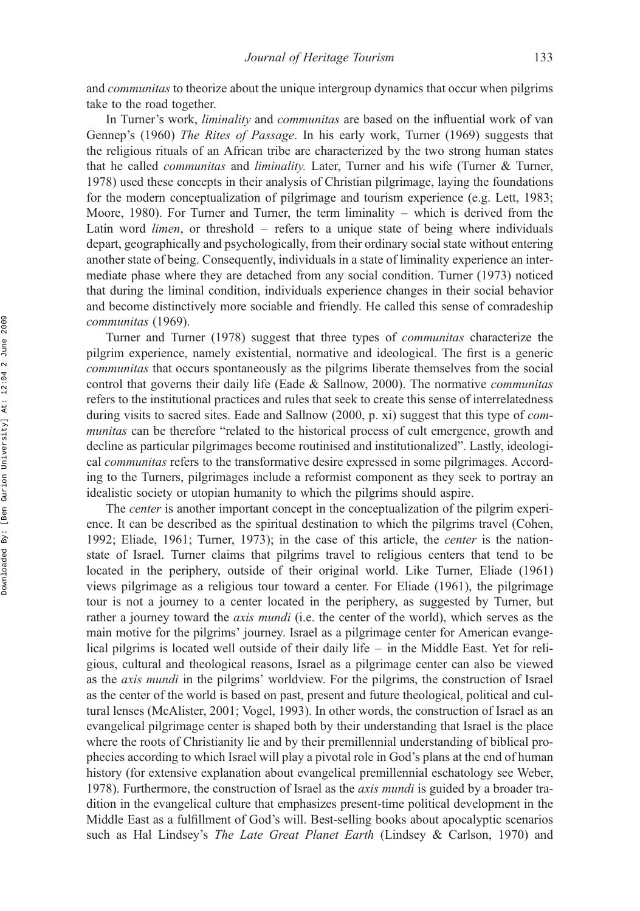and *communitas* to theorize about the unique intergroup dynamics that occur when pilgrims take to the road together.

In Turner's work, *liminality* and *communitas* are based on the influential work of van Gennep's (1960) *The Rites of Passage*. In his early work, Turner (1969) suggests that the religious rituals of an African tribe are characterized by the two strong human states that he called *communitas* and *liminality.* Later, Turner and his wife (Turner & Turner, 1978) used these concepts in their analysis of Christian pilgrimage, laying the foundations for the modern conceptualization of pilgrimage and tourism experience (e.g. Lett, 1983; Moore, 1980). For Turner and Turner, the term liminality – which is derived from the Latin word *limen*, or threshold – refers to a unique state of being where individuals depart, geographically and psychologically, from their ordinary social state without entering another state of being. Consequently, individuals in a state of liminality experience an intermediate phase where they are detached from any social condition. Turner (1973) noticed that during the liminal condition, individuals experience changes in their social behavior and become distinctively more sociable and friendly. He called this sense of comradeship *communitas* (1969).

Turner and Turner (1978) suggest that three types of *communitas* characterize the pilgrim experience, namely existential, normative and ideological. The first is a generic *communitas* that occurs spontaneously as the pilgrims liberate themselves from the social control that governs their daily life (Eade & Sallnow, 2000). The normative *communitas* refers to the institutional practices and rules that seek to create this sense of interrelatedness during visits to sacred sites. Eade and Sallnow (2000, p. xi) suggest that this type of *communitas* can be therefore "related to the historical process of cult emergence, growth and decline as particular pilgrimages become routinised and institutionalized". Lastly, ideological *communitas* refers to the transformative desire expressed in some pilgrimages. According to the Turners, pilgrimages include a reformist component as they seek to portray an idealistic society or utopian humanity to which the pilgrims should aspire.

The *center* is another important concept in the conceptualization of the pilgrim experience. It can be described as the spiritual destination to which the pilgrims travel (Cohen, 1992; Eliade, 1961; Turner, 1973); in the case of this article, the *center* is the nation-state of Israel. Turner claims that pilgrims travel to religious centers that tend to be located in the periphery, outside of their original world. Like Turner, Eliade (1961) views pilgrimage as a religious tour toward a center. For Eliade (1961), the pilgrimage tour is not a journey to a center located in the periphery, as suggested by Turner, but rather a journey toward the *axis mundi* (i.e. the center of the world), which serves as the main motive for the pilgrims' journey. Israel as a pilgrimage center for American evangelical pilgrims is located well outside of their daily life – in the Middle East. Yet for religious, cultural and theological reasons, Israel as a pilgrimage center can also be viewed as the *axis mundi* in the pilgrims' worldview. For the pilgrims, the construction of Israel as the center of the world is based on past, present and future theological, political and cultural lenses (McAlister, 2001; Vogel, 1993). In other words, the construction of Israel as an evangelical pilgrimage center is shaped both by their understanding that Israel is the place where the roots of Christianity lie and by their premillennial understanding of biblical prophecies according to which Israel will play a pivotal role in God's plans at the end of human history (for extensive explanation about evangelical premillennial eschatology see Weber, 1978). Furthermore, the construction of Israel as the *axis mundi* is guided by a broader tradition in the evangelical culture that emphasizes present-time political development in the Middle East as a fulfillment of God's will. Best-selling books about apocalyptic scenarios such as Hal Lindsey's *The Late Great Planet Earth* (Lindsey & Carlson, 1970) and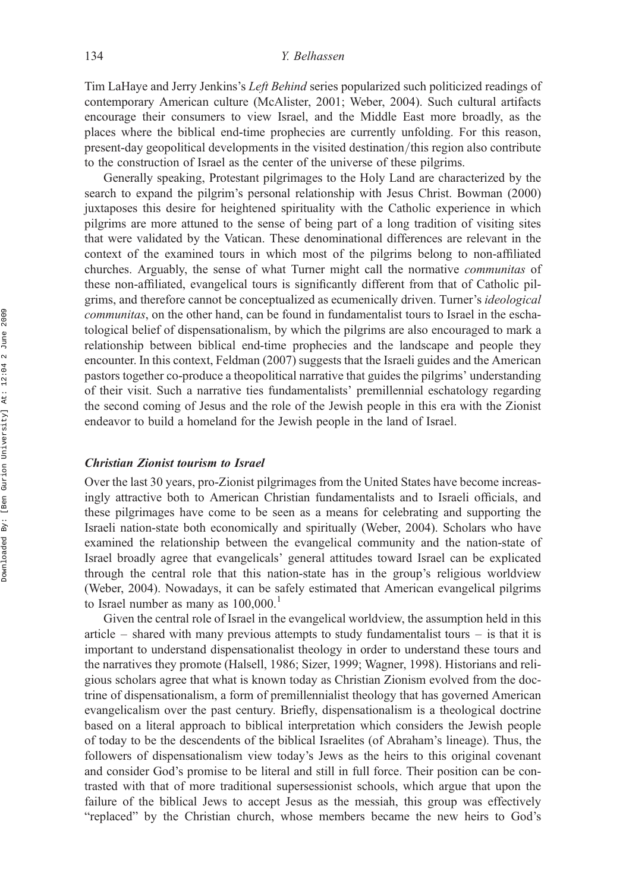Tim LaHaye and Jerry Jenkins's *Left Behind* series popularized such politicized readings of contemporary American culture (McAlister, 2001; Weber, 2004). Such cultural artifacts encourage their consumers to view Israel, and the Middle East more broadly, as the places where the biblical end-time prophecies are currently unfolding. For this reason, present-day geopolitical developments in the visited destination/this region also contribute to the construction of Israel as the center of the universe of these pilgrims.

Generally speaking, Protestant pilgrimages to the Holy Land are characterized by the search to expand the pilgrim's personal relationship with Jesus Christ. Bowman (2000) juxtaposes this desire for heightened spirituality with the Catholic experience in which pilgrims are more attuned to the sense of being part of a long tradition of visiting sites that were validated by the Vatican. These denominational differences are relevant in the context of the examined tours in which most of the pilgrims belong to non-affiliated churches. Arguably, the sense of what Turner might call the normative *communitas* of these non-affiliated, evangelical tours is significantly different from that of Catholic pilgrims, and therefore cannot be conceptualized as ecumenically driven. Turner's *ideological communitas*, on the other hand, can be found in fundamentalist tours to Israel in the eschatological belief of dispensationalism, by which the pilgrims are also encouraged to mark a relationship between biblical end-time prophecies and the landscape and people they encounter. In this context, Feldman (2007) suggests that the Israeli guides and the American pastors together co-produce a theopolitical narrative that guides the pilgrims' understanding of their visit. Such a narrative ties fundamentalists' premillennial eschatology regarding the second coming of Jesus and the role of the Jewish people in this era with the Zionist endeavor to build a homeland for the Jewish people in the land of Israel.

### *Christian Zionist tourism to Israel*

Over the last 30 years, pro-Zionist pilgrimages from the United States have become increasingly attractive both to American Christian fundamentalists and to Israeli officials, and these pilgrimages have come to be seen as a means for celebrating and supporting the Israeli nation-state both economically and spiritually (Weber, 2004). Scholars who have examined the relationship between the evangelical community and the nation-state of Israel broadly agree that evangelicals' general attitudes toward Israel can be explicated through the central role that this nation-state has in the group's religious worldview (Weber, 2004). Nowadays, it can be safely estimated that American evangelical pilgrims to Israel number as many as 100,000.[1]

Given the central role of Israel in the evangelical worldview, the assumption held in this article – shared with many previous attempts to study fundamentalist tours – is that it is important to understand dispensationalist theology in order to understand these tours and the narratives they promote (Halsell, 1986; Sizer, 1999; Wagner, 1998). Historians and religious scholars agree that what is known today as Christian Zionism evolved from the doctrine of dispensationalism, a form of premillennialist theology that has governed American evangelicalism over the past century. Briefly, dispensationalism is a theological doctrine based on a literal approach to biblical interpretation which considers the Jewish people of today to be the descendents of the biblical Israelites (of Abraham's lineage). Thus, the followers of dispensationalism view today's Jews as the heirs to this original covenant and consider God's promise to be literal and still in full force. Their position can be contrasted with that of more traditional supersessionist schools, which argue that upon the failure of the biblical Jews to accept Jesus as the messiah, this group was effectively "replaced" by the Christian church, whose members became the new heirs to God's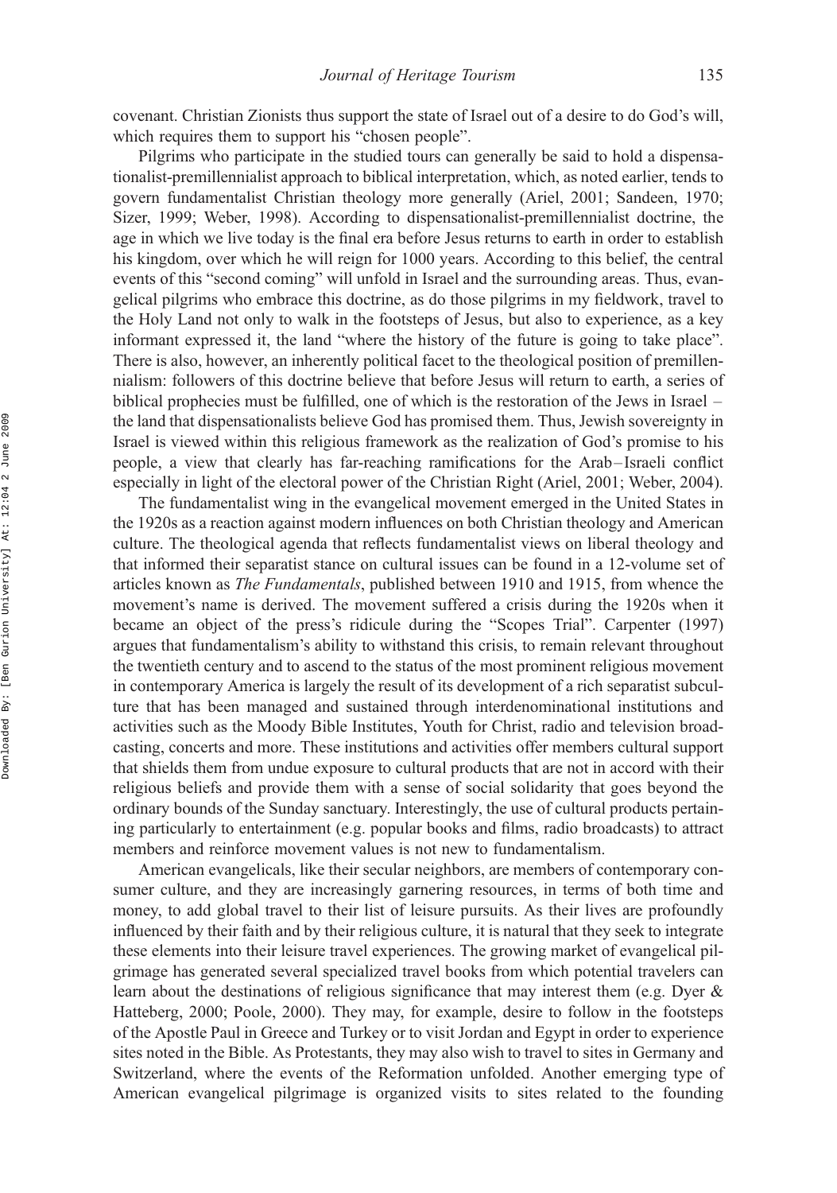covenant. Christian Zionists thus support the state of Israel out of a desire to do God's will, which requires them to support his "chosen people".

Pilgrims who participate in the studied tours can generally be said to hold a dispensationalist-premillennialist approach to biblical interpretation, which, as noted earlier, tends to govern fundamentalist Christian theology more generally (Ariel, 2001; Sandeen, 1970; Sizer, 1999; Weber, 1998). According to dispensationalist-premillennialist doctrine, the age in which we live today is the final era before Jesus returns to earth in order to establish his kingdom, over which he will reign for 1000 years. According to this belief, the central events of this "second coming" will unfold in Israel and the surrounding areas. Thus, evangelical pilgrims who embrace this doctrine, as do those pilgrims in my fieldwork, travel to the Holy Land not only to walk in the footsteps of Jesus, but also to experience, as a key informant expressed it, the land "where the history of the future is going to take place". There is also, however, an inherently political facet to the theological position of premillennialism: followers of this doctrine believe that before Jesus will return to earth, a series of biblical prophecies must be fulfilled, one of which is the restoration of the Jews in Israel – the land that dispensationalists believe God has promised them. Thus, Jewish sovereignty in Israel is viewed within this religious framework as the realization of God's promise to his people, a view that clearly has far-reaching ramifications for the Arab–Israeli conflict especially in light of the electoral power of the Christian Right (Ariel, 2001; Weber, 2004).

The fundamentalist wing in the evangelical movement emerged in the United States in the 1920s as a reaction against modern influences on both Christian theology and American culture. The theological agenda that reflects fundamentalist views on liberal theology and that informed their separatist stance on cultural issues can be found in a 12-volume set of articles known as *The Fundamentals*, published between 1910 and 1915, from whence the movement's name is derived. The movement suffered a crisis during the 1920s when it became an object of the press's ridicule during the "Scopes Trial". Carpenter (1997) argues that fundamentalism's ability to withstand this crisis, to remain relevant throughout the twentieth century and to ascend to the status of the most prominent religious movement in contemporary America is largely the result of its development of a rich separatist subculture that has been managed and sustained through interdenominational institutions and activities such as the Moody Bible Institutes, Youth for Christ, radio and television broadcasting, concerts and more. These institutions and activities offer members cultural support that shields them from undue exposure to cultural products that are not in accord with their religious beliefs and provide them with a sense of social solidarity that goes beyond the ordinary bounds of the Sunday sanctuary. Interestingly, the use of cultural products pertaining particularly to entertainment (e.g. popular books and films, radio broadcasts) to attract members and reinforce movement values is not new to fundamentalism.

American evangelicals, like their secular neighbors, are members of contemporary consumer culture, and they are increasingly garnering resources, in terms of both time and money, to add global travel to their list of leisure pursuits. As their lives are profoundly influenced by their faith and by their religious culture, it is natural that they seek to integrate these elements into their leisure travel experiences. The growing market of evangelical pilgrimage has generated several specialized travel books from which potential travelers can learn about the destinations of religious significance that may interest them (e.g. Dyer & Hatteberg, 2000; Poole, 2000). They may, for example, desire to follow in the footsteps of the Apostle Paul in Greece and Turkey or to visit Jordan and Egypt in order to experience sites noted in the Bible. As Protestants, they may also wish to travel to sites in Germany and Switzerland, where the events of the Reformation unfolded. Another emerging type of American evangelical pilgrimage is organized visits to sites related to the founding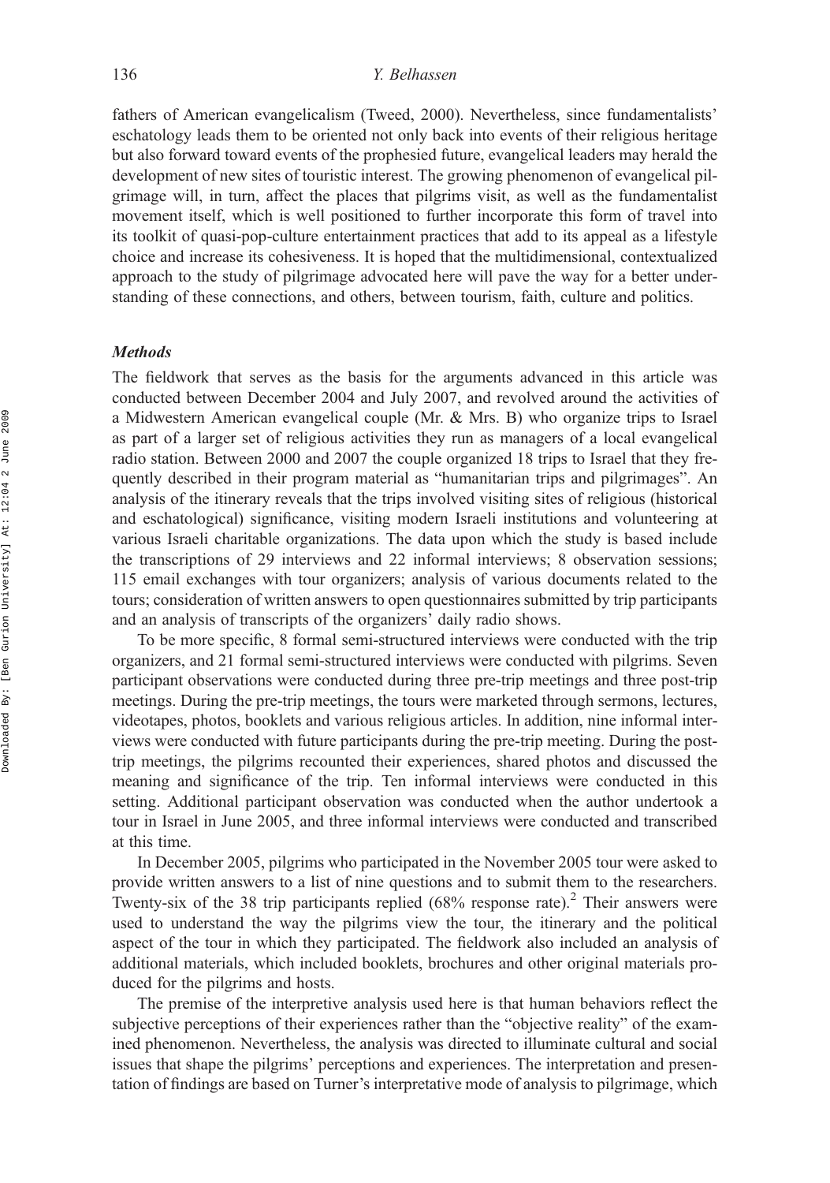fathers of American evangelicalism (Tweed, 2000). Nevertheless, since fundamentalists' eschatology leads them to be oriented not only back into events of their religious heritage but also forward toward events of the prophesied future, evangelical leaders may herald the development of new sites of touristic interest. The growing phenomenon of evangelical pilgrimage will, in turn, affect the places that pilgrims visit, as well as the fundamentalist movement itself, which is well positioned to further incorporate this form of travel into its toolkit of quasi-pop-culture entertainment practices that add to its appeal as a lifestyle choice and increase its cohesiveness. It is hoped that the multidimensional, contextualized approach to the study of pilgrimage advocated here will pave the way for a better understanding of these connections, and others, between tourism, faith, culture and politics.

### *Methods*

The fieldwork that serves as the basis for the arguments advanced in this article was conducted between December 2004 and July 2007, and revolved around the activities of a Midwestern American evangelical couple (Mr. & Mrs. B) who organize trips to Israel as part of a larger set of religious activities they run as managers of a local evangelical radio station. Between 2000 and 2007 the couple organized 18 trips to Israel that they frequently described in their program material as "humanitarian trips and pilgrimages". An analysis of the itinerary reveals that the trips involved visiting sites of religious (historical and eschatological) significance, visiting modern Israeli institutions and volunteering at various Israeli charitable organizations. The data upon which the study is based include the transcriptions of 29 interviews and 22 informal interviews; 8 observation sessions; 115 email exchanges with tour organizers; analysis of various documents related to the tours; consideration of written answers to open questionnaires submitted by trip participants and an analysis of transcripts of the organizers' daily radio shows.

To be more specific, 8 formal semi-structured interviews were conducted with the trip organizers, and 21 formal semi-structured interviews were conducted with pilgrims. Seven participant observations were conducted during three pre-trip meetings and three post-trip meetings. During the pre-trip meetings, the tours were marketed through sermons, lectures, videotapes, photos, booklets and various religious articles. In addition, nine informal interviews were conducted with future participants during the pre-trip meeting. During the post-trip meetings, the pilgrims recounted their experiences, shared photos and discussed the meaning and significance of the trip. Ten informal interviews were conducted in this setting. Additional participant observation was conducted when the author undertook a tour in Israel in June 2005, and three informal interviews were conducted and transcribed at this time.

In December 2005, pilgrims who participated in the November 2005 tour were asked to provide written answers to a list of nine questions and to submit them to the researchers. Twenty-six of the 38 trip participants replied (68% response rate).[2] Their answers were used to understand the way the pilgrims view the tour, the itinerary and the political aspect of the tour in which they participated. The fieldwork also included an analysis of additional materials, which included booklets, brochures and other original materials produced for the pilgrims and hosts.

The premise of the interpretive analysis used here is that human behaviors reflect the subjective perceptions of their experiences rather than the "objective reality" of the examined phenomenon. Nevertheless, the analysis was directed to illuminate cultural and social issues that shape the pilgrims' perceptions and experiences. The interpretation and presentation of findings are based on Turner's interpretative mode of analysis to pilgrimage, which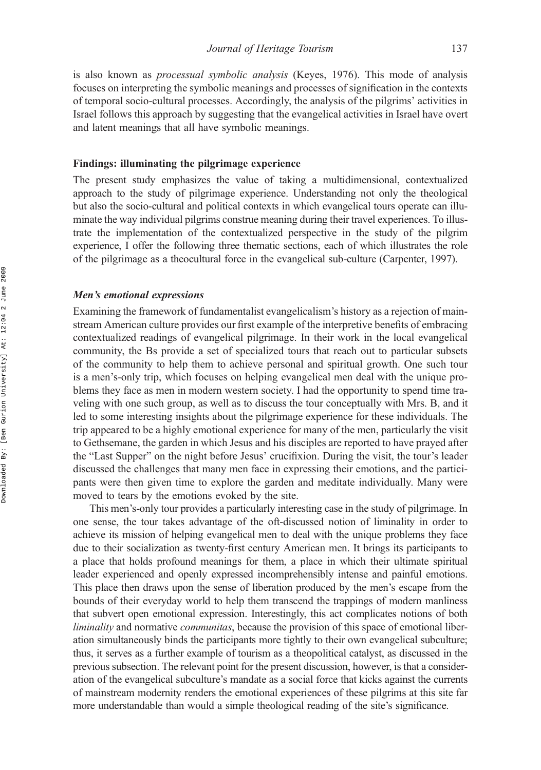is also known as *processual symbolic analysis* (Keyes, 1976). This mode of analysis focuses on interpreting the symbolic meanings and processes of signification in the contexts of temporal socio-cultural processes. Accordingly, the analysis of the pilgrims' activities in Israel follows this approach by suggesting that the evangelical activities in Israel have overt and latent meanings that all have symbolic meanings.

## Findings: illuminating the pilgrimage experience

The present study emphasizes the value of taking a multidimensional, contextualized approach to the study of pilgrimage experience. Understanding not only the theological but also the socio-cultural and political contexts in which evangelical tours operate can illuminate the way individual pilgrims construe meaning during their travel experiences. To illustrate the implementation of the contextualized perspective in the study of the pilgrim experience, I offer the following three thematic sections, each of which illustrates the role of the pilgrimage as a theocultural force in the evangelical sub-culture (Carpenter, 1997).

### *Men's emotional expressions*

Examining the framework of fundamentalist evangelicalism's history as a rejection of mainstream American culture provides our first example of the interpretive benefits of embracing contextualized readings of evangelical pilgrimage. In their work in the local evangelical community, the Bs provide a set of specialized tours that reach out to particular subsets of the community to help them to achieve personal and spiritual growth. One such tour is a men's-only trip, which focuses on helping evangelical men deal with the unique problems they face as men in modern western society. I had the opportunity to spend time traveling with one such group, as well as to discuss the tour conceptually with Mrs. B, and it led to some interesting insights about the pilgrimage experience for these individuals. The trip appeared to be a highly emotional experience for many of the men, particularly the visit to Gethsemane, the garden in which Jesus and his disciples are reported to have prayed after the "Last Supper" on the night before Jesus' crucifixion. During the visit, the tour's leader discussed the challenges that many men face in expressing their emotions, and the participants were then given time to explore the garden and meditate individually. Many were moved to tears by the emotions evoked by the site.

This men's-only tour provides a particularly interesting case in the study of pilgrimage. In one sense, the tour takes advantage of the oft-discussed notion of liminality in order to achieve its mission of helping evangelical men to deal with the unique problems they face due to their socialization as twenty-first century American men. It brings its participants to a place that holds profound meanings for them, a place in which their ultimate spiritual leader experienced and openly expressed incomprehensibly intense and painful emotions. This place then draws upon the sense of liberation produced by the men's escape from the bounds of their everyday world to help them transcend the trappings of modern manliness that subvert open emotional expression. Interestingly, this act complicates notions of both *liminality* and normative *communitas*, because the provision of this space of emotional liberation simultaneously binds the participants more tightly to their own evangelical subculture; thus, it serves as a further example of tourism as a theopolitical catalyst, as discussed in the previous subsection. The relevant point for the present discussion, however, is that a consideration of the evangelical subculture's mandate as a social force that kicks against the currents of mainstream modernity renders the emotional experiences of these pilgrims at this site far more understandable than would a simple theological reading of the site's significance.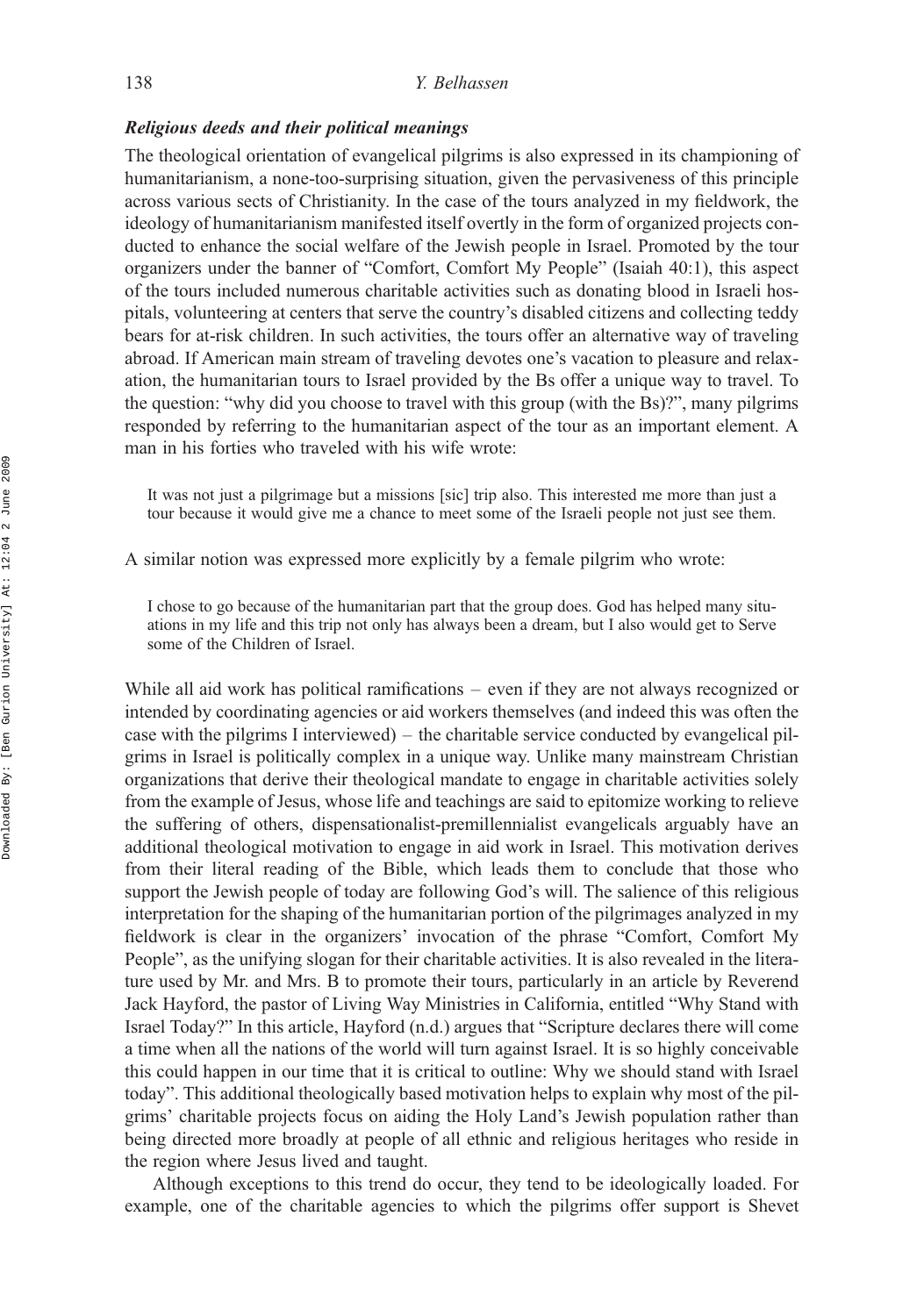### *Religious deeds and their political meanings*

The theological orientation of evangelical pilgrims is also expressed in its championing of humanitarianism, a none-too-surprising situation, given the pervasiveness of this principle across various sects of Christianity. In the case of the tours analyzed in my fieldwork, the ideology of humanitarianism manifested itself overtly in the form of organized projects conducted to enhance the social welfare of the Jewish people in Israel. Promoted by the tour organizers under the banner of "Comfort, Comfort My People" (Isaiah 40:1), this aspect of the tours included numerous charitable activities such as donating blood in Israeli hospitals, volunteering at centers that serve the country's disabled citizens and collecting teddy bears for at-risk children. In such activities, the tours offer an alternative way of traveling abroad. If American main stream of traveling devotes one's vacation to pleasure and relaxation, the humanitarian tours to Israel provided by the Bs offer a unique way to travel. To the question: "why did you choose to travel with this group (with the Bs)?", many pilgrims responded by referring to the humanitarian aspect of the tour as an important element. A man in his forties who traveled with his wife wrote:

> It was not just a pilgrimage but a missions [sic] trip also. This interested me more than just a tour because it would give me a chance to meet some of the Israeli people not just see them.

A similar notion was expressed more explicitly by a female pilgrim who wrote:

> I chose to go because of the humanitarian part that the group does. God has helped many situations in my life and this trip not only has always been a dream, but I also would get to Serve some of the Children of Israel.

While all aid work has political ramifications – even if they are not always recognized or intended by coordinating agencies or aid workers themselves (and indeed this was often the case with the pilgrims I interviewed) – the charitable service conducted by evangelical pilgrims in Israel is politically complex in a unique way. Unlike many mainstream Christian organizations that derive their theological mandate to engage in charitable activities solely from the example of Jesus, whose life and teachings are said to epitomize working to relieve the suffering of others, dispensationalist-premillennialist evangelicals arguably have an additional theological motivation to engage in aid work in Israel. This motivation derives from their literal reading of the Bible, which leads them to conclude that those who support the Jewish people of today are following God's will. The salience of this religious interpretation for the shaping of the humanitarian portion of the pilgrimages analyzed in my fieldwork is clear in the organizers' invocation of the phrase "Comfort, Comfort My People", as the unifying slogan for their charitable activities. It is also revealed in the literature used by Mr. and Mrs. B to promote their tours, particularly in an article by Reverend Jack Hayford, the pastor of Living Way Ministries in California, entitled "Why Stand with Israel Today?" In this article, Hayford (n.d.) argues that "Scripture declares there will come a time when all the nations of the world will turn against Israel. It is so highly conceivable this could happen in our time that it is critical to outline: Why we should stand with Israel today". This additional theologically based motivation helps to explain why most of the pilgrims' charitable projects focus on aiding the Holy Land's Jewish population rather than being directed more broadly at people of all ethnic and religious heritages who reside in the region where Jesus lived and taught.

Although exceptions to this trend do occur, they tend to be ideologically loaded. For example, one of the charitable agencies to which the pilgrims offer support is Shevet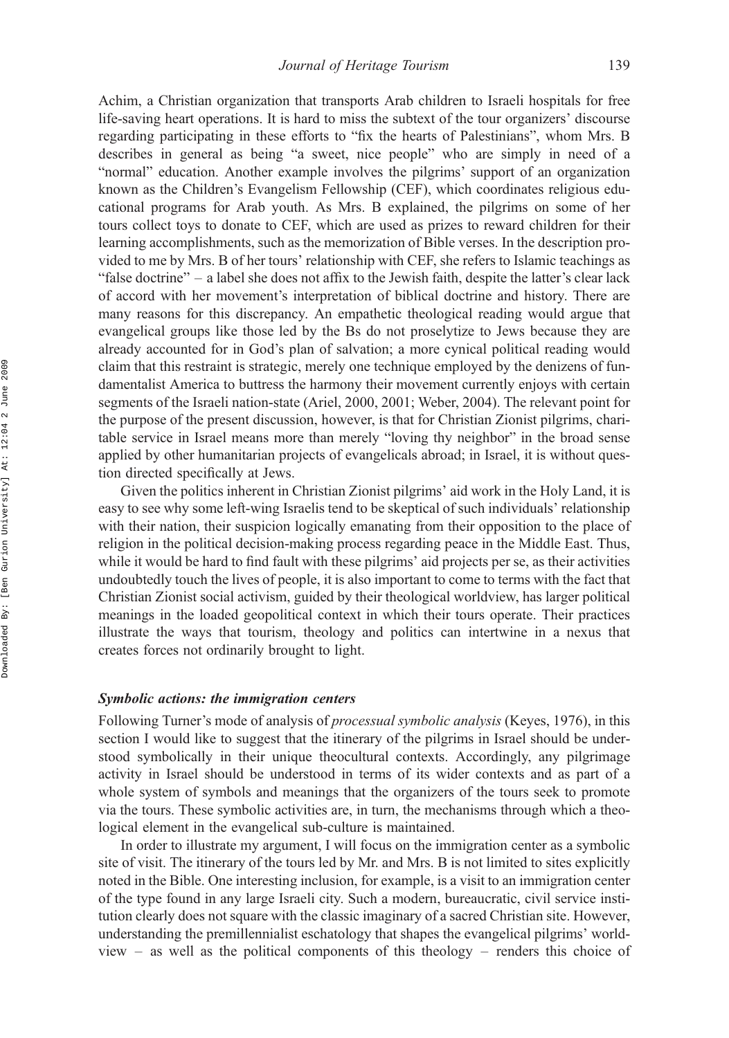Achim, a Christian organization that transports Arab children to Israeli hospitals for free life-saving heart operations. It is hard to miss the subtext of the tour organizers' discourse regarding participating in these efforts to "fix the hearts of Palestinians", whom Mrs. B describes in general as being "a sweet, nice people" who are simply in need of a "normal" education. Another example involves the pilgrims' support of an organization known as the Children's Evangelism Fellowship (CEF), which coordinates religious educational programs for Arab youth. As Mrs. B explained, the pilgrims on some of her tours collect toys to donate to CEF, which are used as prizes to reward children for their learning accomplishments, such as the memorization of Bible verses. In the description provided to me by Mrs. B of her tours' relationship with CEF, she refers to Islamic teachings as "false doctrine" – a label she does not affix to the Jewish faith, despite the latter's clear lack of accord with her movement's interpretation of biblical doctrine and history. There are many reasons for this discrepancy. An empathetic theological reading would argue that evangelical groups like those led by the Bs do not proselytize to Jews because they are already accounted for in God's plan of salvation; a more cynical political reading would claim that this restraint is strategic, merely one technique employed by the denizens of fundamentalist America to buttress the harmony their movement currently enjoys with certain segments of the Israeli nation-state (Ariel, 2000, 2001; Weber, 2004). The relevant point for the purpose of the present discussion, however, is that for Christian Zionist pilgrims, charitable service in Israel means more than merely "loving thy neighbor" in the broad sense applied by other humanitarian projects of evangelicals abroad; in Israel, it is without question directed specifically at Jews.

Given the politics inherent in Christian Zionist pilgrims' aid work in the Holy Land, it is easy to see why some left-wing Israelis tend to be skeptical of such individuals' relationship with their nation, their suspicion logically emanating from their opposition to the place of religion in the political decision-making process regarding peace in the Middle East. Thus, while it would be hard to find fault with these pilgrims' aid projects per se, as their activities undoubtedly touch the lives of people, it is also important to come to terms with the fact that Christian Zionist social activism, guided by their theological worldview, has larger political meanings in the loaded geopolitical context in which their tours operate. Their practices illustrate the ways that tourism, theology and politics can intertwine in a nexus that creates forces not ordinarily brought to light.

### *Symbolic actions: the immigration centers*

Following Turner's mode of analysis of *processual symbolic analysis* (Keyes, 1976), in this section I would like to suggest that the itinerary of the pilgrims in Israel should be understood symbolically in their unique theocultural contexts. Accordingly, any pilgrimage activity in Israel should be understood in terms of its wider contexts and as part of a whole system of symbols and meanings that the organizers of the tours seek to promote via the tours. These symbolic activities are, in turn, the mechanisms through which a theological element in the evangelical sub-culture is maintained.

In order to illustrate my argument, I will focus on the immigration center as a symbolic site of visit. The itinerary of the tours led by Mr. and Mrs. B is not limited to sites explicitly noted in the Bible. One interesting inclusion, for example, is a visit to an immigration center of the type found in any large Israeli city. Such a modern, bureaucratic, civil service institution clearly does not square with the classic imaginary of a sacred Christian site. However, understanding the premillennialist eschatology that shapes the evangelical pilgrims' worldview – as well as the political components of this theology – renders this choice of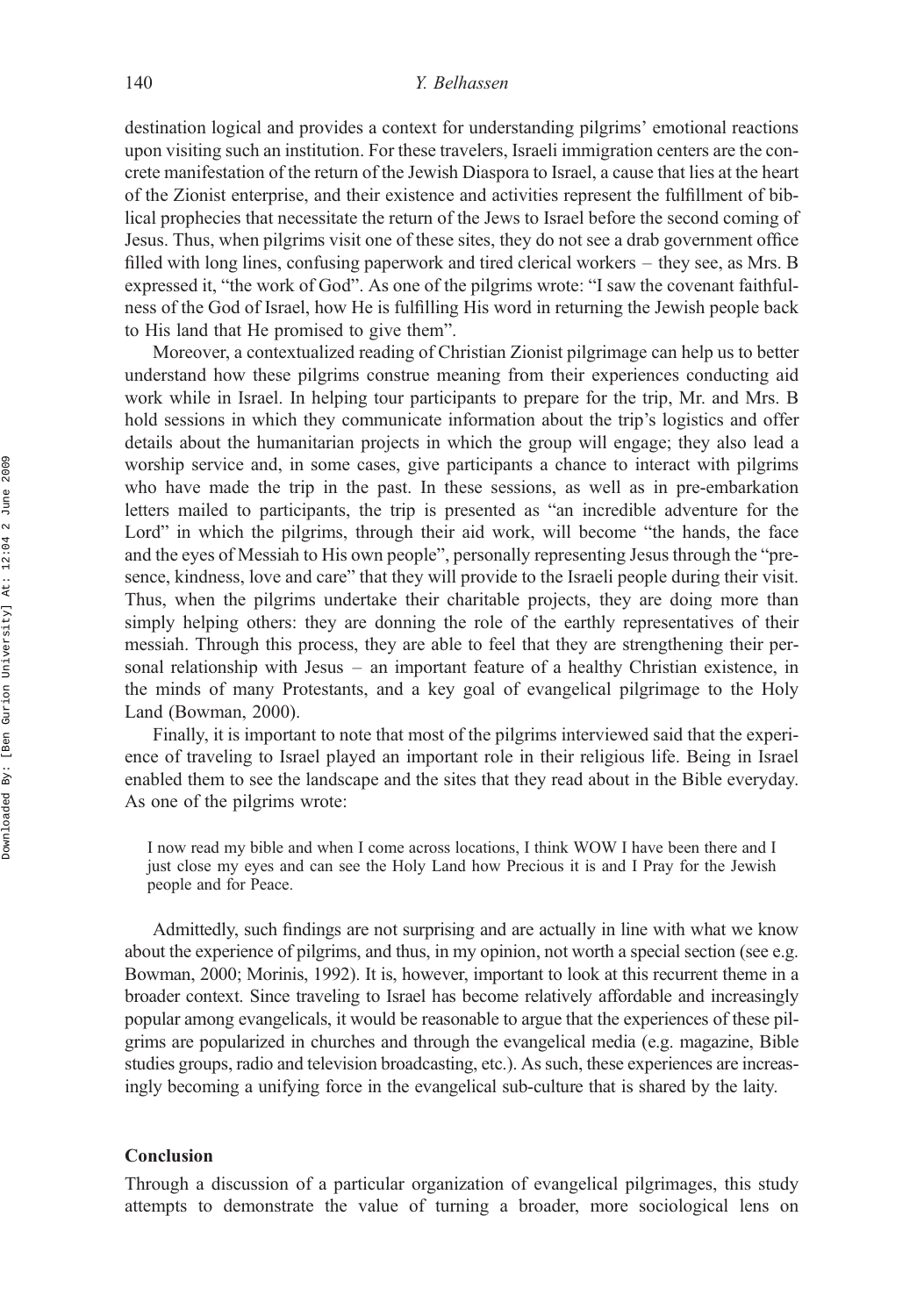destination logical and provides a context for understanding pilgrims' emotional reactions upon visiting such an institution. For these travelers, Israeli immigration centers are the concrete manifestation of the return of the Jewish Diaspora to Israel, a cause that lies at the heart of the Zionist enterprise, and their existence and activities represent the fulfillment of biblical prophecies that necessitate the return of the Jews to Israel before the second coming of Jesus. Thus, when pilgrims visit one of these sites, they do not see a drab government office filled with long lines, confusing paperwork and tired clerical workers – they see, as Mrs. B expressed it, "the work of God". As one of the pilgrims wrote: "I saw the covenant faithfulness of the God of Israel, how He is fulfilling His word in returning the Jewish people back to His land that He promised to give them".

Moreover, a contextualized reading of Christian Zionist pilgrimage can help us to better understand how these pilgrims construe meaning from their experiences conducting aid work while in Israel. In helping tour participants to prepare for the trip, Mr. and Mrs. B hold sessions in which they communicate information about the trip's logistics and offer details about the humanitarian projects in which the group will engage; they also lead a worship service and, in some cases, give participants a chance to interact with pilgrims who have made the trip in the past. In these sessions, as well as in pre-embarkation letters mailed to participants, the trip is presented as "an incredible adventure for the Lord" in which the pilgrims, through their aid work, will become "the hands, the face and the eyes of Messiah to His own people", personally representing Jesus through the "presence, kindness, love and care" that they will provide to the Israeli people during their visit. Thus, when the pilgrims undertake their charitable projects, they are doing more than simply helping others: they are donning the role of the earthly representatives of their messiah. Through this process, they are able to feel that they are strengthening their personal relationship with Jesus – an important feature of a healthy Christian existence, in the minds of many Protestants, and a key goal of evangelical pilgrimage to the Holy Land (Bowman, 2000).

Finally, it is important to note that most of the pilgrims interviewed said that the experience of traveling to Israel played an important role in their religious life. Being in Israel enabled them to see the landscape and the sites that they read about in the Bible everyday. As one of the pilgrims wrote:

> I now read my bible and when I come across locations, I think WOW I have been there and I just close my eyes and can see the Holy Land how Precious it is and I Pray for the Jewish people and for Peace.

Admittedly, such findings are not surprising and are actually in line with what we know about the experience of pilgrims, and thus, in my opinion, not worth a special section (see e.g. Bowman, 2000; Morinis, 1992). It is, however, important to look at this recurrent theme in a broader context. Since traveling to Israel has become relatively affordable and increasingly popular among evangelicals, it would be reasonable to argue that the experiences of these pilgrims are popularized in churches and through the evangelical media (e.g. magazine, Bible studies groups, radio and television broadcasting, etc.). As such, these experiences are increasingly becoming a unifying force in the evangelical sub-culture that is shared by the laity.

## Conclusion

Through a discussion of a particular organization of evangelical pilgrimages, this study attempts to demonstrate the value of turning a broader, more sociological lens on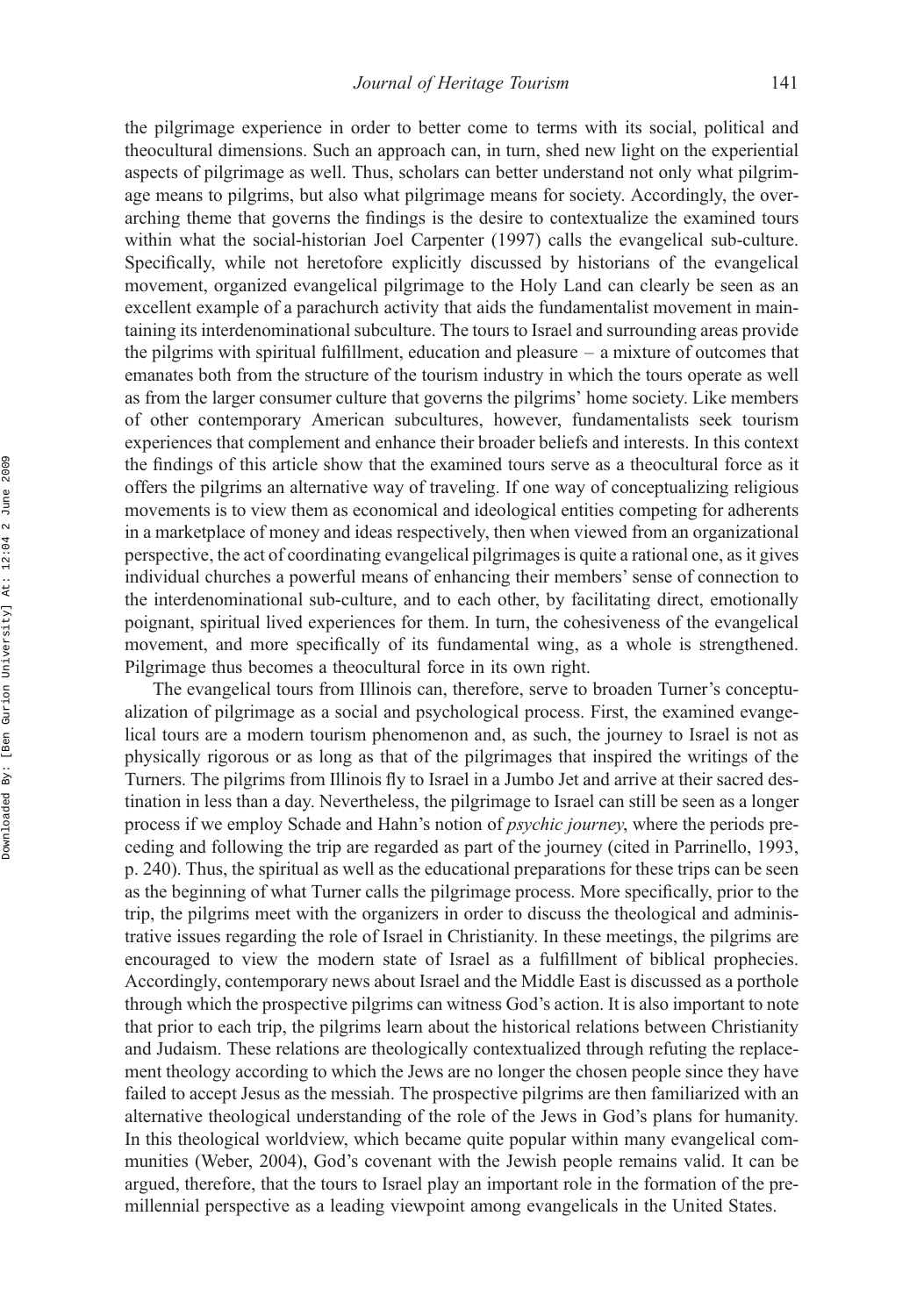the pilgrimage experience in order to better come to terms with its social, political and theocultural dimensions. Such an approach can, in turn, shed new light on the experiential aspects of pilgrimage as well. Thus, scholars can better understand not only what pilgrimage means to pilgrims, but also what pilgrimage means for society. Accordingly, the overarching theme that governs the findings is the desire to contextualize the examined tours within what the social-historian Joel Carpenter (1997) calls the evangelical sub-culture. Specifically, while not heretofore explicitly discussed by historians of the evangelical movement, organized evangelical pilgrimage to the Holy Land can clearly be seen as an excellent example of a parachurch activity that aids the fundamentalist movement in maintaining its interdenominational subculture. The tours to Israel and surrounding areas provide the pilgrims with spiritual fulfillment, education and pleasure – a mixture of outcomes that emanates both from the structure of the tourism industry in which the tours operate as well as from the larger consumer culture that governs the pilgrims' home society. Like members of other contemporary American subcultures, however, fundamentalists seek tourism experiences that complement and enhance their broader beliefs and interests. In this context the findings of this article show that the examined tours serve as a theocultural force as it offers the pilgrims an alternative way of traveling. If one way of conceptualizing religious movements is to view them as economical and ideological entities competing for adherents in a marketplace of money and ideas respectively, then when viewed from an organizational perspective, the act of coordinating evangelical pilgrimages is quite a rational one, as it gives individual churches a powerful means of enhancing their members' sense of connection to the interdenominational sub-culture, and to each other, by facilitating direct, emotionally poignant, spiritual lived experiences for them. In turn, the cohesiveness of the evangelical movement, and more specifically of its fundamental wing, as a whole is strengthened. Pilgrimage thus becomes a theocultural force in its own right.

The evangelical tours from Illinois can, therefore, serve to broaden Turner's conceptualization of pilgrimage as a social and psychological process. First, the examined evangelical tours are a modern tourism phenomenon and, as such, the journey to Israel is not as physically rigorous or as long as that of the pilgrimages that inspired the writings of the Turners. The pilgrims from Illinois fly to Israel in a Jumbo Jet and arrive at their sacred destination in less than a day. Nevertheless, the pilgrimage to Israel can still be seen as a longer process if we employ Schade and Hahn's notion of *psychic journey*, where the periods preceding and following the trip are regarded as part of the journey (cited in Parrinello, 1993, p. 240). Thus, the spiritual as well as the educational preparations for these trips can be seen as the beginning of what Turner calls the pilgrimage process. More specifically, prior to the trip, the pilgrims meet with the organizers in order to discuss the theological and administrative issues regarding the role of Israel in Christianity. In these meetings, the pilgrims are encouraged to view the modern state of Israel as a fulfillment of biblical prophecies. Accordingly, contemporary news about Israel and the Middle East is discussed as a porthole through which the prospective pilgrims can witness God's action. It is also important to note that prior to each trip, the pilgrims learn about the historical relations between Christianity and Judaism. These relations are theologically contextualized through refuting the replacement theology according to which the Jews are no longer the chosen people since they have failed to accept Jesus as the messiah. The prospective pilgrims are then familiarized with an alternative theological understanding of the role of the Jews in God's plans for humanity. In this theological worldview, which became quite popular within many evangelical communities (Weber, 2004), God's covenant with the Jewish people remains valid. It can be argued, therefore, that the tours to Israel play an important role in the formation of the premillennial perspective as a leading viewpoint among evangelicals in the United States.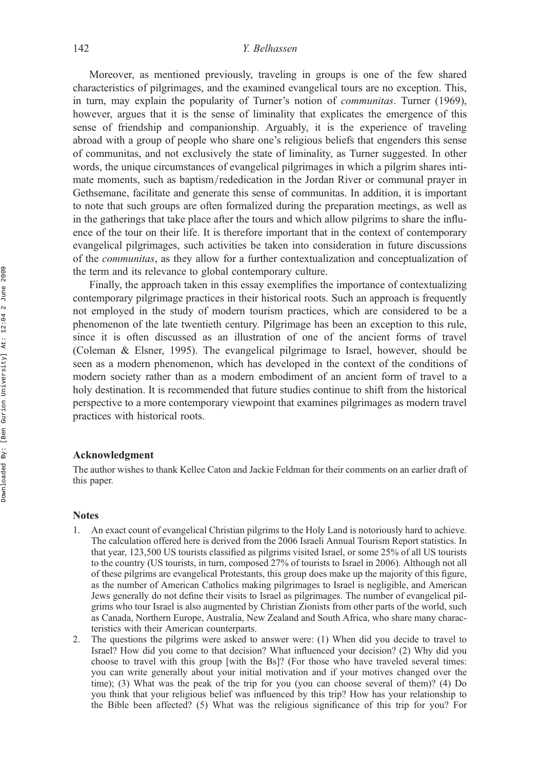Moreover, as mentioned previously, traveling in groups is one of the few shared characteristics of pilgrimages, and the examined evangelical tours are no exception. This, in turn, may explain the popularity of Turner's notion of *communitas*. Turner (1969), however, argues that it is the sense of liminality that explicates the emergence of this sense of friendship and companionship. Arguably, it is the experience of traveling abroad with a group of people who share one's religious beliefs that engenders this sense of communitas, and not exclusively the state of liminality, as Turner suggested. In other words, the unique circumstances of evangelical pilgrimages in which a pilgrim shares intimate moments, such as baptism/rededication in the Jordan River or communal prayer in Gethsemane, facilitate and generate this sense of communitas. In addition, it is important to note that such groups are often formalized during the preparation meetings, as well as in the gatherings that take place after the tours and which allow pilgrims to share the influence of the tour on their life. It is therefore important that in the context of contemporary evangelical pilgrimages, such activities be taken into consideration in future discussions of the *communitas*, as they allow for a further contextualization and conceptualization of the term and its relevance to global contemporary culture.

Finally, the approach taken in this essay exemplifies the importance of contextualizing contemporary pilgrimage practices in their historical roots. Such an approach is frequently not employed in the study of modern tourism practices, which are considered to be a phenomenon of the late twentieth century. Pilgrimage has been an exception to this rule, since it is often discussed as an illustration of one of the ancient forms of travel (Coleman & Elsner, 1995). The evangelical pilgrimage to Israel, however, should be seen as a modern phenomenon, which has developed in the context of the conditions of modern society rather than as a modern embodiment of an ancient form of travel to a holy destination. It is recommended that future studies continue to shift from the historical perspective to a more contemporary viewpoint that examines pilgrimages as modern travel practices with historical roots.

## Acknowledgment

The author wishes to thank Kellee Caton and Jackie Feldman for their comments on an earlier draft of this paper.

## Notes

1. An exact count of evangelical Christian pilgrims to the Holy Land is notoriously hard to achieve. The calculation offered here is derived from the 2006 Israeli Annual Tourism Report statistics. In that year, 123,500 US tourists classified as pilgrims visited Israel, or some 25% of all US tourists to the country (US tourists, in turn, composed 27% of tourists to Israel in 2006). Although not all of these pilgrims are evangelical Protestants, this group does make up the majority of this figure, as the number of American Catholics making pilgrimages to Israel is negligible, and American Jews generally do not define their visits to Israel as pilgrimages. The number of evangelical pilgrims who tour Israel is also augmented by Christian Zionists from other parts of the world, such as Canada, Northern Europe, Australia, New Zealand and South Africa, who share many characteristics with their American counterparts.
2. The questions the pilgrims were asked to answer were: (1) When did you decide to travel to Israel? How did you come to that decision? What influenced your decision? (2) Why did you choose to travel with this group [with the Bs]? (For those who have traveled several times: you can write generally about your initial motivation and if your motives changed over the time); (3) What was the peak of the trip for you (you can choose several of them)? (4) Do you think that your religious belief was influenced by this trip? How has your relationship to the Bible been affected? (5) What was the religious significance of this trip for you? For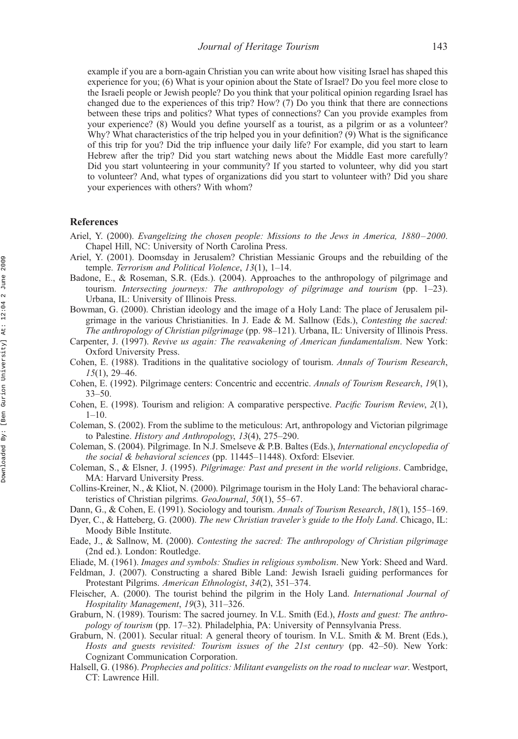example if you are a born-again Christian you can write about how visiting Israel has shaped this experience for you; (6) What is your opinion about the State of Israel? Do you feel more close to the Israeli people or Jewish people? Do you think that your political opinion regarding Israel has changed due to the experiences of this trip? How? (7) Do you think that there are connections between these trips and politics? What types of connections? Can you provide examples from your experience? (8) Would you define yourself as a tourist, as a pilgrim or as a volunteer? Why? What characteristics of the trip helped you in your definition? (9) What is the significance of this trip for you? Did the trip influence your daily life? For example, did you start to learn Hebrew after the trip? Did you start watching news about the Middle East more carefully? Did you start volunteering in your community? If you started to volunteer, why did you start to volunteer? And, what types of organizations did you start to volunteer with? Did you share your experiences with others? With whom?

## References

Ariel, Y. (2000). *Evangelizing the chosen people: Missions to the Jews in America, 1880–2000*. Chapel Hill, NC: University of North Carolina Press.

Ariel, Y. (2001). Doomsday in Jerusalem? Christian Messianic Groups and the rebuilding of the temple. *Terrorism and Political Violence*, *13*(1), 1–14.

Badone, E., & Roseman, S.R. (Eds.). (2004). Approaches to the anthropology of pilgrimage and tourism. *Intersecting journeys: The anthropology of pilgrimage and tourism* (pp. 1–23). Urbana, IL: University of Illinois Press.

Bowman, G. (2000). Christian ideology and the image of a Holy Land: The place of Jerusalem pilgrimage in the various Christianities. In J. Eade & M. Sallnow (Eds.), *Contesting the sacred: The anthropology of Christian pilgrimage* (pp. 98–121). Urbana, IL: University of Illinois Press.

Carpenter, J. (1997). *Revive us again: The reawakening of American fundamentalism*. New York: Oxford University Press.

Cohen, E. (1988). Traditions in the qualitative sociology of tourism. *Annals of Tourism Research*, *15*(1), 29–46.

Cohen, E. (1992). Pilgrimage centers: Concentric and eccentric. *Annals of Tourism Research*, *19*(1), 33–50.

Cohen, E. (1998). Tourism and religion: A comparative perspective. *Pacific Tourism Review*, *2*(1), 1–10.

Coleman, S. (2002). From the sublime to the meticulous: Art, anthropology and Victorian pilgrimage to Palestine. *History and Anthropology*, *13*(4), 275–290.

Coleman, S. (2004). Pilgrimage. In N.J. Smelseve & P.B. Baltes (Eds.), *International encyclopedia of the social & behavioral sciences* (pp. 11445–11448). Oxford: Elsevier.

Coleman, S., & Elsner, J. (1995). *Pilgrimage: Past and present in the world religions*. Cambridge, MA: Harvard University Press.

Collins-Kreiner, N., & Kliot, N. (2000). Pilgrimage tourism in the Holy Land: The behavioral characteristics of Christian pilgrims. *GeoJournal*, *50*(1), 55–67.

Dann, G., & Cohen, E. (1991). Sociology and tourism. *Annals of Tourism Research*, *18*(1), 155–169.

Dyer, C., & Hatteberg, G. (2000). *The new Christian traveler's guide to the Holy Land*. Chicago, IL: Moody Bible Institute.

Eade, J., & Sallnow, M. (2000). *Contesting the sacred: The anthropology of Christian pilgrimage* (2nd ed.). London: Routledge.

Eliade, M. (1961). *Images and symbols: Studies in religious symbolism*. New York: Sheed and Ward.

Feldman, J. (2007). Constructing a shared Bible Land: Jewish Israeli guiding performances for Protestant Pilgrims. *American Ethnologist*, *34*(2), 351–374.

Fleischer, A. (2000). The tourist behind the pilgrim in the Holy Land. *International Journal of Hospitality Management*, *19*(3), 311–326.

Graburn, N. (1989). Tourism: The sacred journey. In V.L. Smith (Ed.), *Hosts and guest: The anthropology of tourism* (pp. 17–32). Philadelphia, PA: University of Pennsylvania Press.

Graburn, N. (2001). Secular ritual: A general theory of tourism. In V.L. Smith & M. Brent (Eds.), *Hosts and guests revisited: Tourism issues of the 21st century* (pp. 42–50). New York: Cognizant Communication Corporation.

Halsell, G. (1986). *Prophecies and politics: Militant evangelists on the road to nuclear war*. Westport, CT: Lawrence Hill.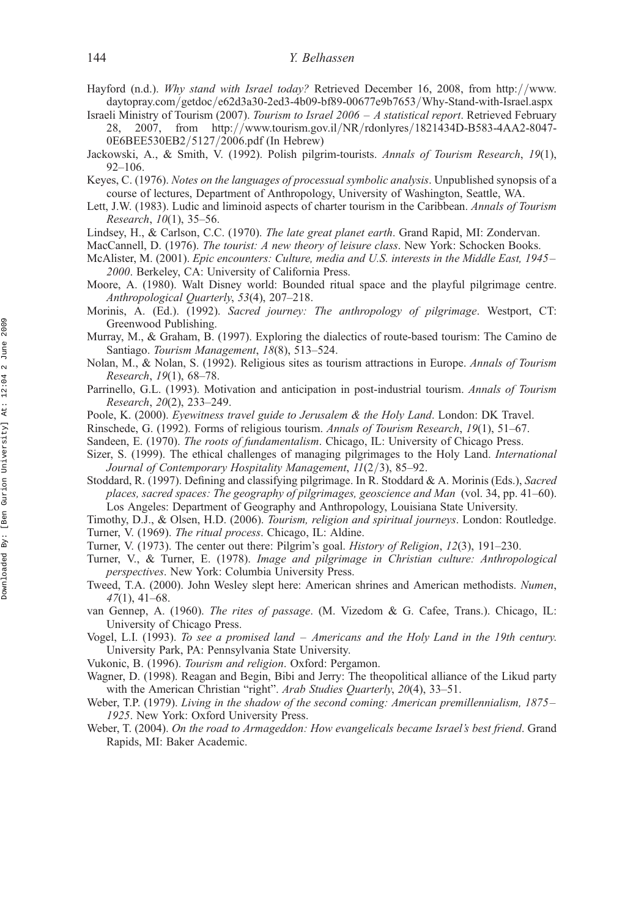Hayford (n.d.). *Why stand with Israel today?* Retrieved December 16, 2008, from http://www.daytopray.com/getdoc/e62d3a30-2ed3-4b09-bf89-00677e9b7653/Why-Stand-with-Israel.aspx

Israeli Ministry of Tourism (2007). *Tourism to Israel 2006 – A statistical report*. Retrieved February 28, 2007, from http://www.tourism.gov.il/NR/rdonlyres/1821434D-B583-4AA2-8047-0E6BEE530EB2/5127/2006.pdf (In Hebrew)

Jackowski, A., & Smith, V. (1992). Polish pilgrim-tourists. *Annals of Tourism Research*, *19*(1), 92–106.

Keyes, C. (1976). *Notes on the languages of processual symbolic analysis*. Unpublished synopsis of a course of lectures, Department of Anthropology, University of Washington, Seattle, WA.

Lett, J.W. (1983). Ludic and liminoid aspects of charter tourism in the Caribbean. *Annals of Tourism Research*, *10*(1), 35–56.

Lindsey, H., & Carlson, C.C. (1970). *The late great planet earth*. Grand Rapid, MI: Zondervan.

MacCannell, D. (1976). *The tourist: A new theory of leisure class*. New York: Schocken Books.

McAlister, M. (2001). *Epic encounters: Culture, media and U.S. interests in the Middle East, 1945–2000*. Berkeley, CA: University of California Press.

Moore, A. (1980). Walt Disney world: Bounded ritual space and the playful pilgrimage centre. *Anthropological Quarterly*, *53*(4), 207–218.

Morinis, A. (Ed.). (1992). *Sacred journey: The anthropology of pilgrimage*. Westport, CT: Greenwood Publishing.

Murray, M., & Graham, B. (1997). Exploring the dialectics of route-based tourism: The Camino de Santiago. *Tourism Management*, *18*(8), 513–524.

Nolan, M., & Nolan, S. (1992). Religious sites as tourism attractions in Europe. *Annals of Tourism Research*, *19*(1), 68–78.

Parrinello, G.L. (1993). Motivation and anticipation in post-industrial tourism. *Annals of Tourism Research*, *20*(2), 233–249.

Poole, K. (2000). *Eyewitness travel guide to Jerusalem & the Holy Land*. London: DK Travel.

Rinschede, G. (1992). Forms of religious tourism. *Annals of Tourism Research*, *19*(1), 51–67.

Sandeen, E. (1970). *The roots of fundamentalism*. Chicago, IL: University of Chicago Press.

Sizer, S. (1999). The ethical challenges of managing pilgrimages to the Holy Land. *International Journal of Contemporary Hospitality Management*, *11*(2/3), 85–92.

Stoddard, R. (1997). Defining and classifying pilgrimage. In R. Stoddard & A. Morinis (Eds.), *Sacred places, sacred spaces: The geography of pilgrimages, geoscience and Man* (vol. 34, pp. 41–60). Los Angeles: Department of Geography and Anthropology, Louisiana State University.

Timothy, D.J., & Olsen, H.D. (2006). *Tourism, religion and spiritual journeys*. London: Routledge.

Turner, V. (1969). *The ritual process*. Chicago, IL: Aldine.

Turner, V. (1973). The center out there: Pilgrim's goal. *History of Religion*, *12*(3), 191–230.

Turner, V., & Turner, E. (1978). *Image and pilgrimage in Christian culture: Anthropological perspectives*. New York: Columbia University Press.

Tweed, T.A. (2000). John Wesley slept here: American shrines and American methodists. *Numen*, *47*(1), 41–68.

van Gennep, A. (1960). *The rites of passage*. (M. Vizedom & G. Cafee, Trans.). Chicago, IL: University of Chicago Press.

Vogel, L.I. (1993). *To see a promised land – Americans and the Holy Land in the 19th century.* University Park, PA: Pennsylvania State University.

Vukonic, B. (1996). *Tourism and religion*. Oxford: Pergamon.

Wagner, D. (1998). Reagan and Begin, Bibi and Jerry: The theopolitical alliance of the Likud party with the American Christian "right". *Arab Studies Quarterly*, *20*(4), 33–51.

Weber, T.P. (1979). *Living in the shadow of the second coming: American premillennialism, 1875–1925*. New York: Oxford University Press.

Weber, T. (2004). *On the road to Armageddon: How evangelicals became Israel's best friend*. Grand Rapids, MI: Baker Academic.